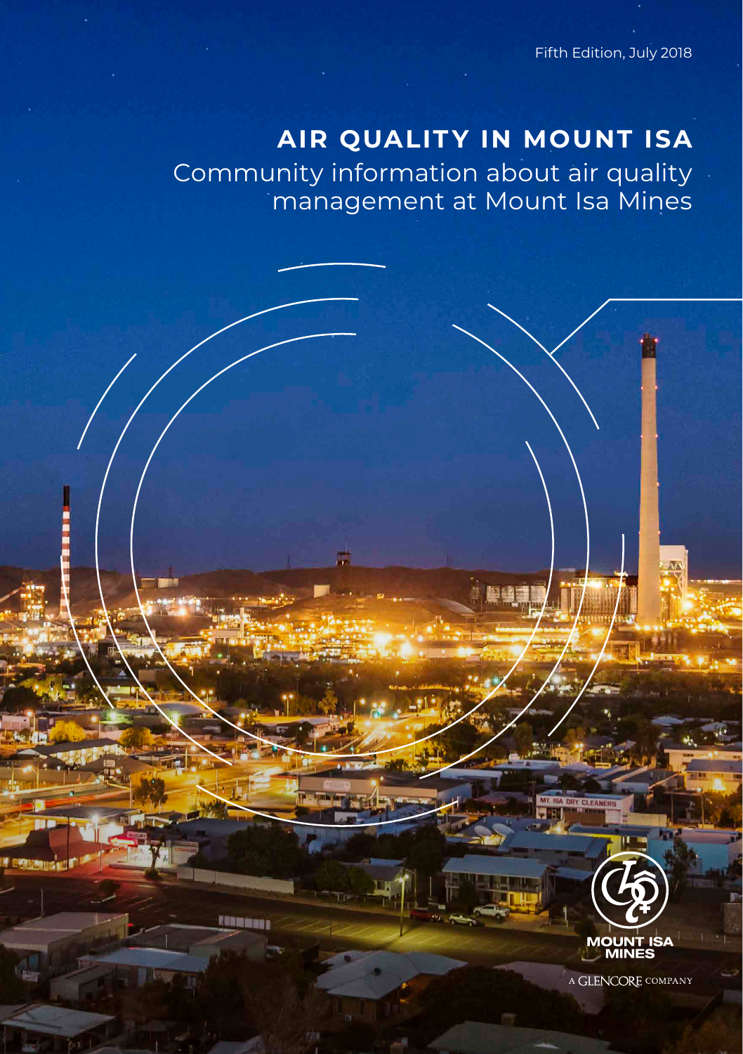Fifth Edition, July 2018

# AIR QUALITY IN MOUNT ISA

## Community information about air quality management at Mount Isa Mines

MOUNT ISA MINES

A GLENCORE COMPANY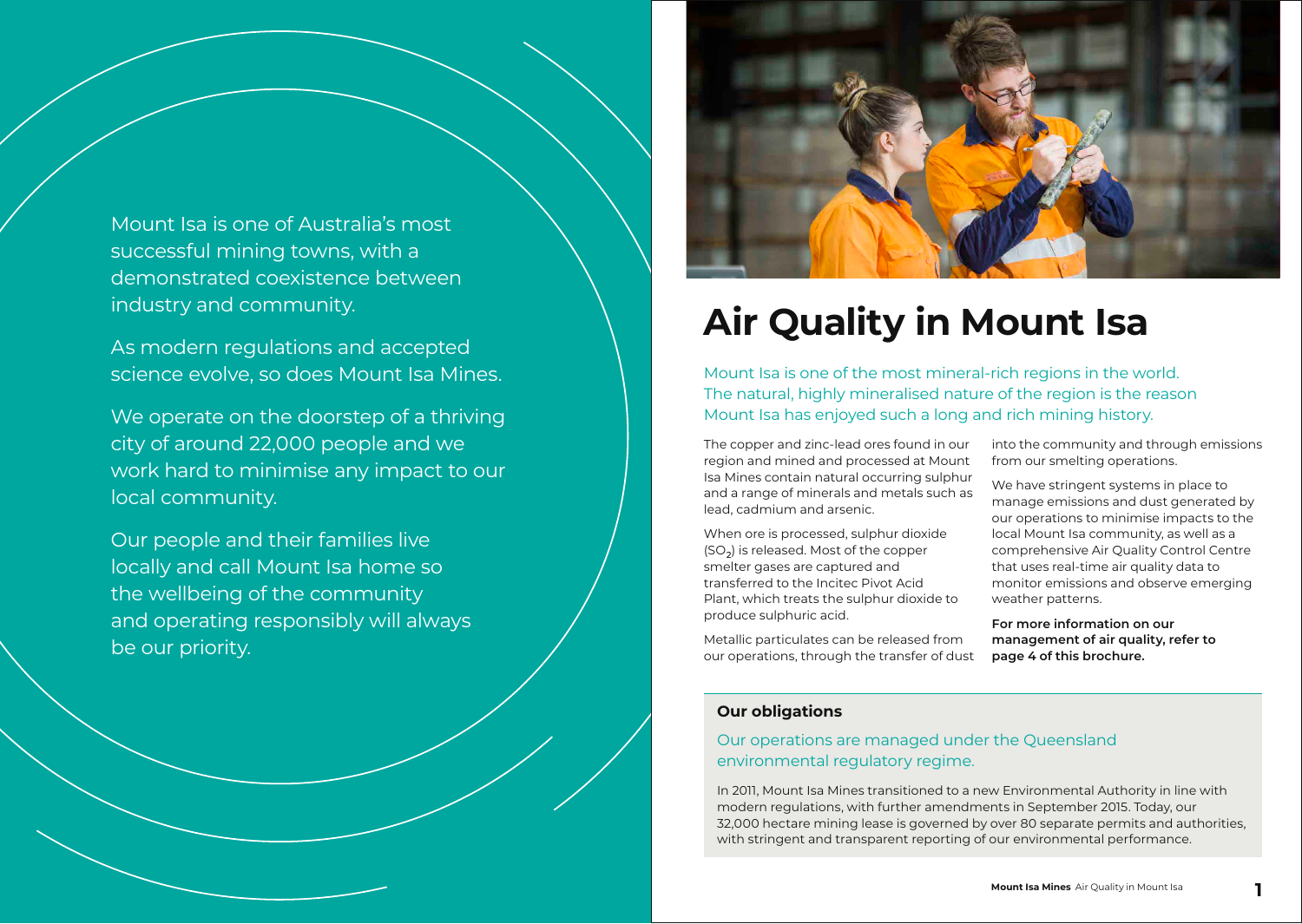Mount Isa is one of Australia's most successful mining towns, with a demonstrated coexistence between industry and community.

As modern regulations and accepted science evolve, so does Mount Isa Mines.

We operate on the doorstep of a thriving city of around 22,000 people and we work hard to minimise any impact to our local community.

Our people and their families live locally and call Mount Isa home so the wellbeing of the community and operating responsibly will always be our priority.

# Air Quality in Mount Isa

Mount Isa is one of the most mineral-rich regions in the world. The natural, highly mineralised nature of the region is the reason Mount Isa has enjoyed such a long and rich mining history.

The copper and zinc-lead ores found in our region and mined and processed at Mount Isa Mines contain natural occurring sulphur and a range of minerals and metals such as lead, cadmium and arsenic.

When ore is processed, sulphur dioxide ($SO_2$) is released. Most of the copper smelter gases are captured and transferred to the Incitec Pivot Acid Plant, which treats the sulphur dioxide to produce sulphuric acid.

Metallic particulates can be released from our operations, through the transfer of dust into the community and through emissions from our smelting operations.

We have stringent systems in place to manage emissions and dust generated by our operations to minimise impacts to the local Mount Isa community, as well as a comprehensive Air Quality Control Centre that uses real-time air quality data to monitor emissions and observe emerging weather patterns.

**For more information on our management of air quality, refer to page 4 of this brochure.**

## Our obligations

Our operations are managed under the Queensland environmental regulatory regime.

In 2011, Mount Isa Mines transitioned to a new Environmental Authority in line with modern regulations, with further amendments in September 2015. Today, our 32,000 hectare mining lease is governed by over 80 separate permits and authorities, with stringent and transparent reporting of our environmental performance.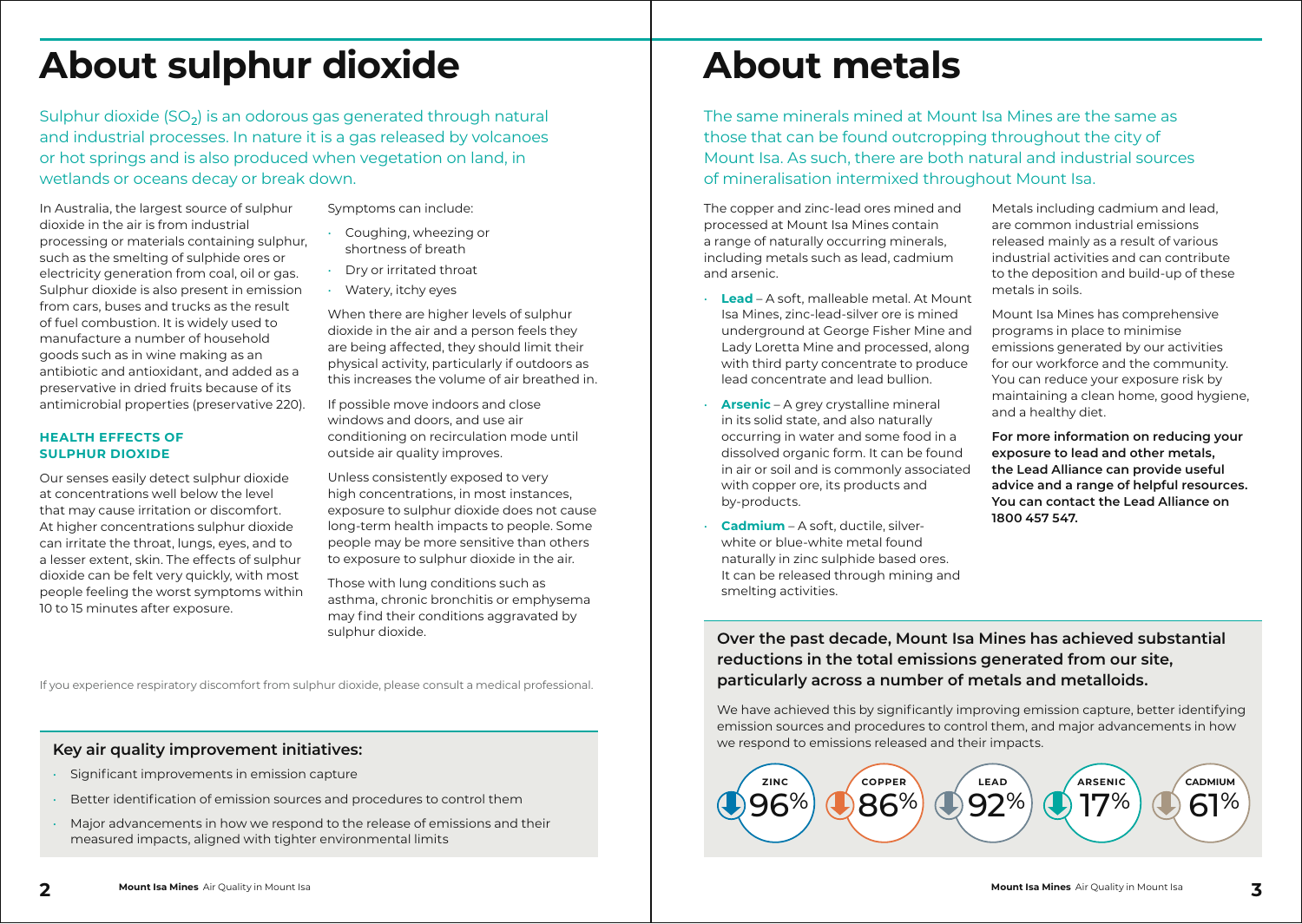# About sulphur dioxide

Sulphur dioxide ($SO_2$) is an odorous gas generated through natural and industrial processes. In nature it is a gas released by volcanoes or hot springs and is also produced when vegetation on land, in wetlands or oceans decay or break down.

In Australia, the largest source of sulphur dioxide in the air is from industrial processing or materials containing sulphur, such as the smelting of sulphide ores or electricity generation from coal, oil or gas. Sulphur dioxide is also present in emission from cars, buses and trucks as the result of fuel combustion. It is widely used to manufacture a number of household goods such as in wine making as an antibiotic and antioxidant, and added as a preservative in dried fruits because of its antimicrobial properties (preservative 220).

### HEALTH EFFECTS OF SULPHUR DIOXIDE

Our senses easily detect sulphur dioxide at concentrations well below the level that may cause irritation or discomfort. At higher concentrations sulphur dioxide can irritate the throat, lungs, eyes, and to a lesser extent, skin. The effects of sulphur dioxide can be felt very quickly, with most people feeling the worst symptoms within 10 to 15 minutes after exposure.

Symptoms can include:

- Coughing, wheezing or shortness of breath
- Dry or irritated throat
- Watery, itchy eyes

When there are higher levels of sulphur dioxide in the air and a person feels they are being affected, they should limit their physical activity, particularly if outdoors as this increases the volume of air breathed in.

If possible move indoors and close windows and doors, and use air conditioning on recirculation mode until outside air quality improves.

Unless consistently exposed to very high concentrations, in most instances, exposure to sulphur dioxide does not cause long-term health impacts to people. Some people may be more sensitive than others to exposure to sulphur dioxide in the air.

Those with lung conditions such as asthma, chronic bronchitis or emphysema may find their conditions aggravated by sulphur dioxide.

If you experience respiratory discomfort from sulphur dioxide, please consult a medical professional.

### Key air quality improvement initiatives:

- Significant improvements in emission capture
- Better identification of emission sources and procedures to control them
- Major advancements in how we respond to the release of emissions and their measured impacts, aligned with tighter environmental limits

# About metals

The same minerals mined at Mount Isa Mines are the same as those that can be found outcropping throughout the city of Mount Isa. As such, there are both natural and industrial sources of mineralisation intermixed throughout Mount Isa.

The copper and zinc-lead ores mined and processed at Mount Isa Mines contain a range of naturally occurring minerals, including metals such as lead, cadmium and arsenic.

- **Lead** – A soft, malleable metal. At Mount Isa Mines, zinc-lead-silver ore is mined underground at George Fisher Mine and Lady Loretta Mine and processed, along with third party concentrate to produce lead concentrate and lead bullion.
- **Arsenic** – A grey crystalline mineral in its solid state, and also naturally occurring in water and some food in a dissolved organic form. It can be found in air or soil and is commonly associated with copper ore, its products and by-products.
- **Cadmium** – A soft, ductile, silver-white or blue-white metal found naturally in zinc sulphide based ores. It can be released through mining and smelting activities.

Metals including cadmium and lead, are common industrial emissions released mainly as a result of various industrial activities and can contribute to the deposition and build-up of these metals in soils.

Mount Isa Mines has comprehensive programs in place to minimise emissions generated by our activities for our workforce and the community. You can reduce your exposure risk by maintaining a clean home, good hygiene, and a healthy diet.

**For more information on reducing your exposure to lead and other metals, the Lead Alliance can provide useful advice and a range of helpful resources. You can contact the Lead Alliance on 1800 457 547.**

**Over the past decade, Mount Isa Mines has achieved substantial reductions in the total emissions generated from our site, particularly across a number of metals and metalloids.**

We have achieved this by significantly improving emission capture, better identifying emission sources and procedures to control them, and major advancements in how we respond to emissions released and their impacts.

| ZINC | COPPER | LEAD | ARSENIC | CADMIUM |
|---|---|---|---|---|
| ↓ 96% | ↓ 86% | ↓ 92% | ↓ 17% | ↓ 61% |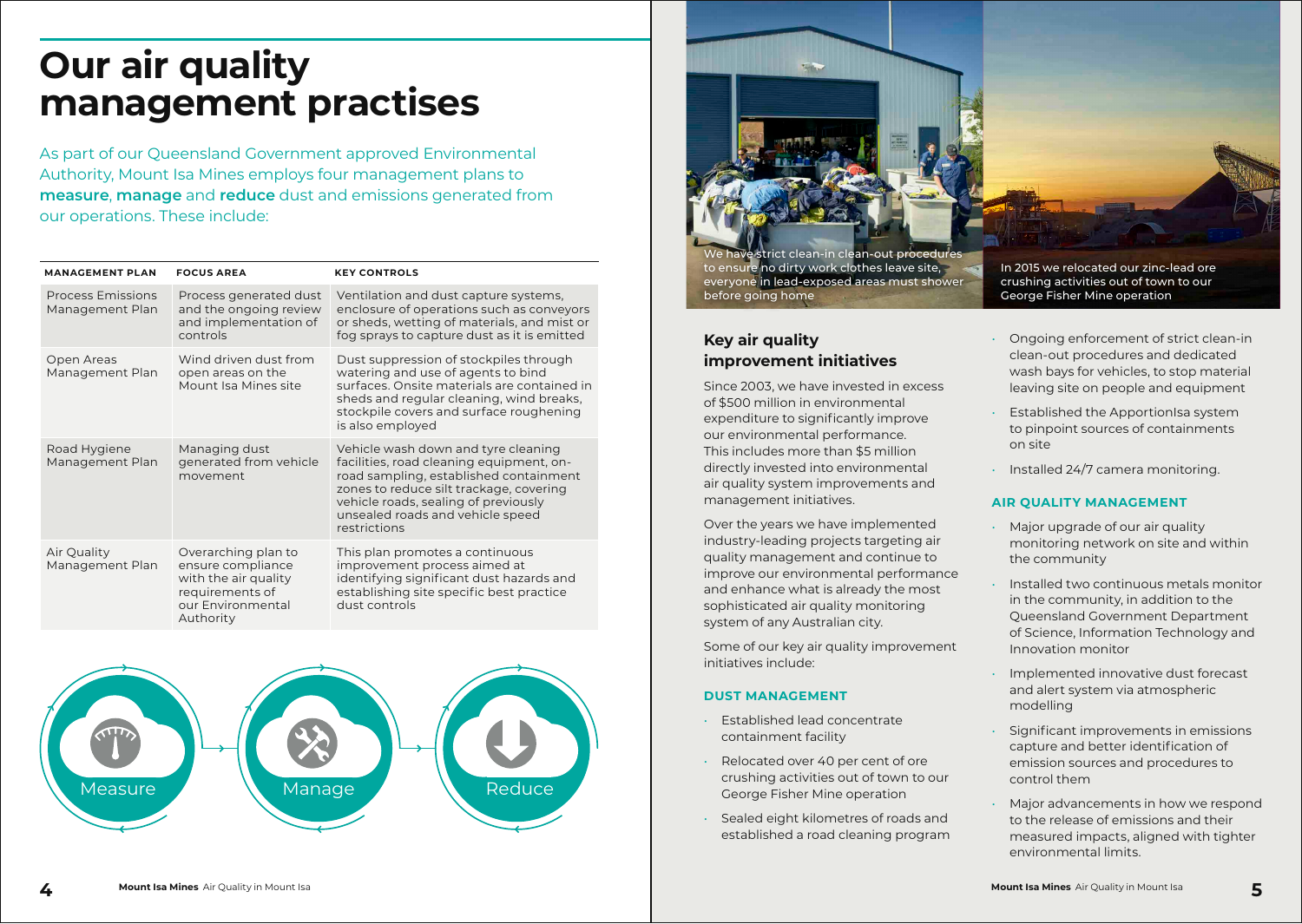# Our air quality management practises

As part of our Queensland Government approved Environmental Authority, Mount Isa Mines employs four management plans to **measure**, **manage** and **reduce** dust and emissions generated from our operations. These include:

| MANAGEMENT PLAN | FOCUS AREA | KEY CONTROLS |
|---|---|---|
| Process Emissions Management Plan | Process generated dust and the ongoing review and implementation of controls | Ventilation and dust capture systems, enclosure of operations such as conveyors or sheds, wetting of materials, and mist or fog sprays to capture dust as it is emitted |
| Open Areas Management Plan | Wind driven dust from open areas on the Mount Isa Mines site | Dust suppression of stockpiles through watering and use of agents to bind surfaces. Onsite materials are contained in sheds and regular cleaning, wind breaks, stockpile covers and surface roughening is also employed |
| Road Hygiene Management Plan | Managing dust generated from vehicle movement | Vehicle wash down and tyre cleaning facilities, road cleaning equipment, on-road sampling, established containment zones to reduce silt trackage, covering vehicle roads, sealing of previously unsealed roads and vehicle speed restrictions |
| Air Quality Management Plan | Overarching plan to ensure compliance with the air quality requirements of our Environmental Authority | This plan promotes a continuous improvement process aimed at identifying significant dust hazards and establishing site specific best practice dust controls |

Measure → Manage → Reduce

We have strict clean-in clean-out procedures to ensure no dirty work clothes leave site, everyone in lead-exposed areas must shower before going home

In 2015 we relocated our zinc-lead ore crushing activities out of town to our George Fisher Mine operation

## Key air quality improvement initiatives

Since 2003, we have invested in excess of $500 million in environmental expenditure to significantly improve our environmental performance. This includes more than $5 million directly invested into environmental air quality system improvements and management initiatives.

Over the years we have implemented industry-leading projects targeting air quality management and continue to improve our environmental performance and enhance what is already the most sophisticated air quality monitoring system of any Australian city.

Some of our key air quality improvement initiatives include:

### DUST MANAGEMENT

- Established lead concentrate containment facility
- Relocated over 40 per cent of ore crushing activities out of town to our George Fisher Mine operation
- Sealed eight kilometres of roads and established a road cleaning program
- Ongoing enforcement of strict clean-in clean-out procedures and dedicated wash bays for vehicles, to stop material leaving site on people and equipment
- Established the ApportionIsa system to pinpoint sources of containments on site
- Installed 24/7 camera monitoring.

### AIR QUALITY MANAGEMENT

- Major upgrade of our air quality monitoring network on site and within the community
- Installed two continuous metals monitor in the community, in addition to the Queensland Government Department of Science, Information Technology and Innovation monitor
- Implemented innovative dust forecast and alert system via atmospheric modelling
- Significant improvements in emissions capture and better identification of emission sources and procedures to control them
- Major advancements in how we respond to the release of emissions and their measured impacts, aligned with tighter environmental limits.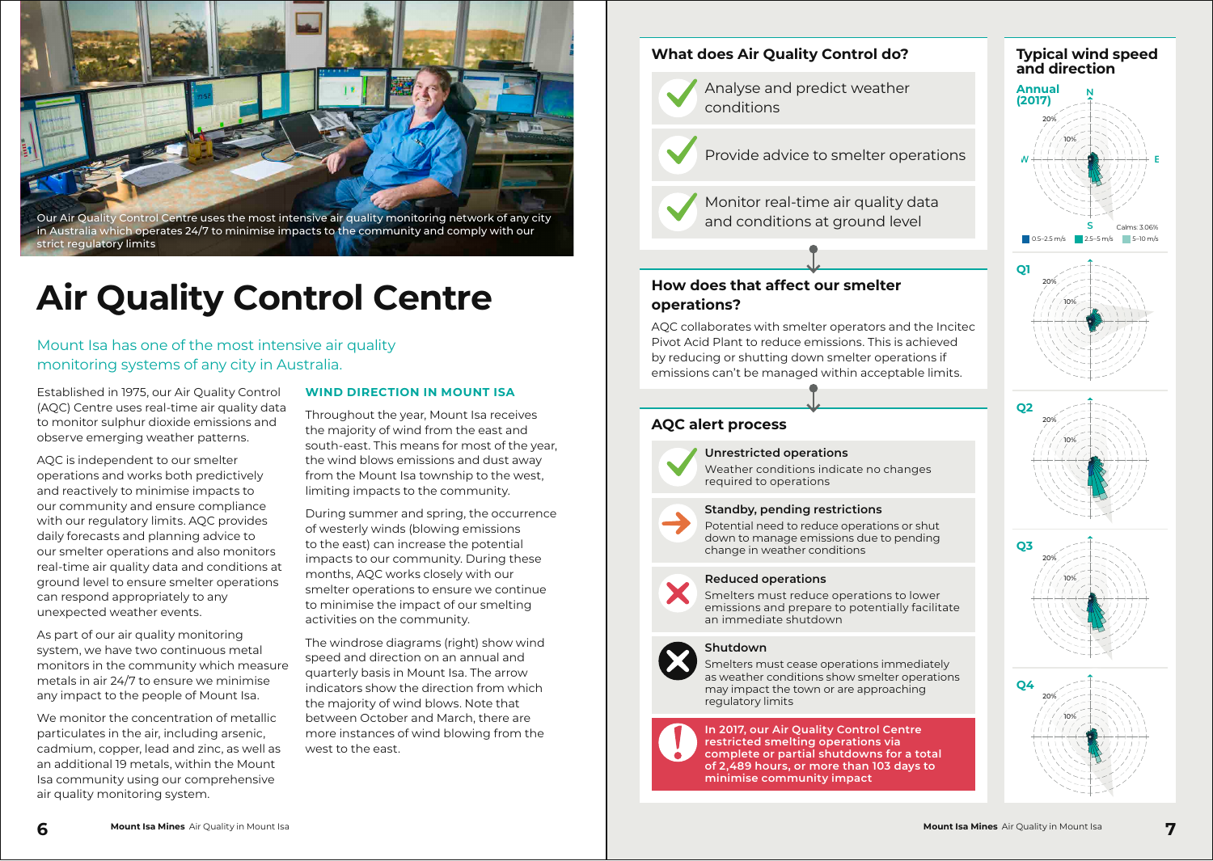Our Air Quality Control Centre uses the most intensive air quality monitoring network of any city in Australia which operates 24/7 to minimise impacts to the community and comply with our strict regulatory limits

# Air Quality Control Centre

Mount Isa has one of the most intensive air quality monitoring systems of any city in Australia.

Established in 1975, our Air Quality Control (AQC) Centre uses real-time air quality data to monitor sulphur dioxide emissions and observe emerging weather patterns.

AQC is independent to our smelter operations and works both predictively and reactively to minimise impacts to our community and ensure compliance with our regulatory limits. AQC provides daily forecasts and planning advice to our smelter operations and also monitors real-time air quality data and conditions at ground level to ensure smelter operations can respond appropriately to any unexpected weather events.

As part of our air quality monitoring system, we have two continuous metal monitors in the community which measure metals in air 24/7 to ensure we minimise any impact to the people of Mount Isa.

We monitor the concentration of metallic particulates in the air, including arsenic, cadmium, copper, lead and zinc, as well as an additional 19 metals, within the Mount Isa community using our comprehensive air quality monitoring system.

### WIND DIRECTION IN MOUNT ISA

Throughout the year, Mount Isa receives the majority of wind from the east and south-east. This means for most of the year, the wind blows emissions and dust away from the Mount Isa township to the west, limiting impacts to the community.

During summer and spring, the occurrence of westerly winds (blowing emissions to the east) can increase the potential impacts to our community. During these months, AQC works closely with our smelter operations to ensure we continue to minimise the impact of our smelting activities on the community.

The windrose diagrams (right) show wind speed and direction on an annual and quarterly basis in Mount Isa. The arrow indicators show the direction from which the majority of wind blows. Note that between October and March, there are more instances of wind blowing from the west to the east.

## What does Air Quality Control do?

- Analyse and predict weather conditions
- Provide advice to smelter operations
- Monitor real-time air quality data and conditions at ground level

## How does that affect our smelter operations?

AQC collaborates with smelter operators and the Incitec Pivot Acid Plant to reduce emissions. This is achieved by reducing or shutting down smelter operations if emissions can't be managed within acceptable limits.

## AQC alert process

**Unrestricted operations**
Weather conditions indicate no changes required to operations

**Standby, pending restrictions**
Potential need to reduce operations or shut down to manage emissions due to pending change in weather conditions

**Reduced operations**
Smelters must reduce operations to lower emissions and prepare to potentially facilitate an immediate shutdown

**Shutdown**
Smelters must cease operations immediately as weather conditions show smelter operations may impact the town or are approaching regulatory limits

**In 2017, our Air Quality Control Centre restricted smelting operations via complete or partial shutdowns for a total of 2,489 hours, or more than 103 days to minimise community impact**

## Typical wind speed and direction

**Annual (2017)**

N, E, S, W; 10%, 20%; Calms: 3.06%

0.5–2.5 m/s | 2.5–5 m/s | 5–10 m/s

**Q1** 10%, 20%

**Q2** 10%, 20%

**Q3** 10%, 20%

**Q4** 10%, 20%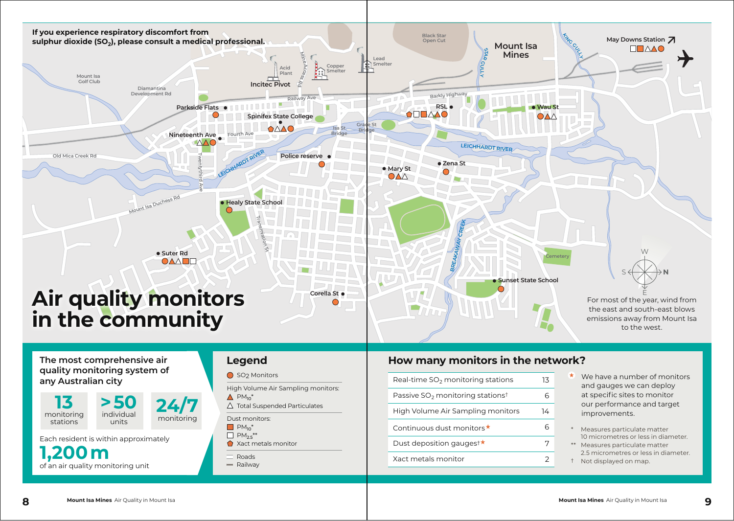**If you experience respiratory discomfort from sulphur dioxide ($SO_2$), please consult a medical professional.**

# Air quality monitors in the community

Mount Isa Mines

Monitoring sites: Parkside Flats, Spinifex State College, Nineteenth Ave, Police reserve, Healy State School, Suter Rd, Corella St, Mary St, RSL, Zena St, Wau St, Sunset State School, May Downs Station

Landmarks: Acid Plant, Copper Smelter, Lead Smelter, Incitec Pivot, Black Star Open Cut, Mount Isa Golf Club, Diamantina Development Rd, Railway Ave, Fourth Ave, Mine Access Rd, Isa St Bridge, Grace St Bridge, Barkly Highway, Leichhardt River, Star Gully, King Gully, Old Mica Creek Rd, Twenty-third Ave, Mount Isa Duchess Rd, Transmission St, Breakaway Creek, Cemetery

For most of the year, wind from the east and south-east blows emissions away from Mount Isa to the west.

## The most comprehensive air quality monitoring system of any Australian city

**13** monitoring stations

**>50** individual units

**24/7** monitoring

Each resident is within approximately **1,200 m** of an air quality monitoring unit

## Legend

- $SO_2$ Monitors

High Volume Air Sampling monitors:
- $PM_{10}$*
- Total Suspended Particulates

Dust monitors:
- $PM_{10}$*
- $PM_{2.5}$**
- Xact metals monitor

- Roads
- Railway

## How many monitors in the network?

| Monitor type | Number |
|---|---|
| Real-time $SO_2$ monitoring stations | 13 |
| Passive $SO_2$ monitoring stations† | 6 |
| High Volume Air Sampling monitors | 14 |
| Continuous dust monitors★ | 6 |
| Dust deposition gauges†★ | 7 |
| Xact metals monitor | 2 |

★ We have a number of monitors and gauges we can deploy at specific sites to monitor our performance and target improvements.

\* Measures particulate matter 10 micrometres or less in diameter.

\*\* Measures particulate matter 2.5 micrometres or less in diameter.

† Not displayed on map.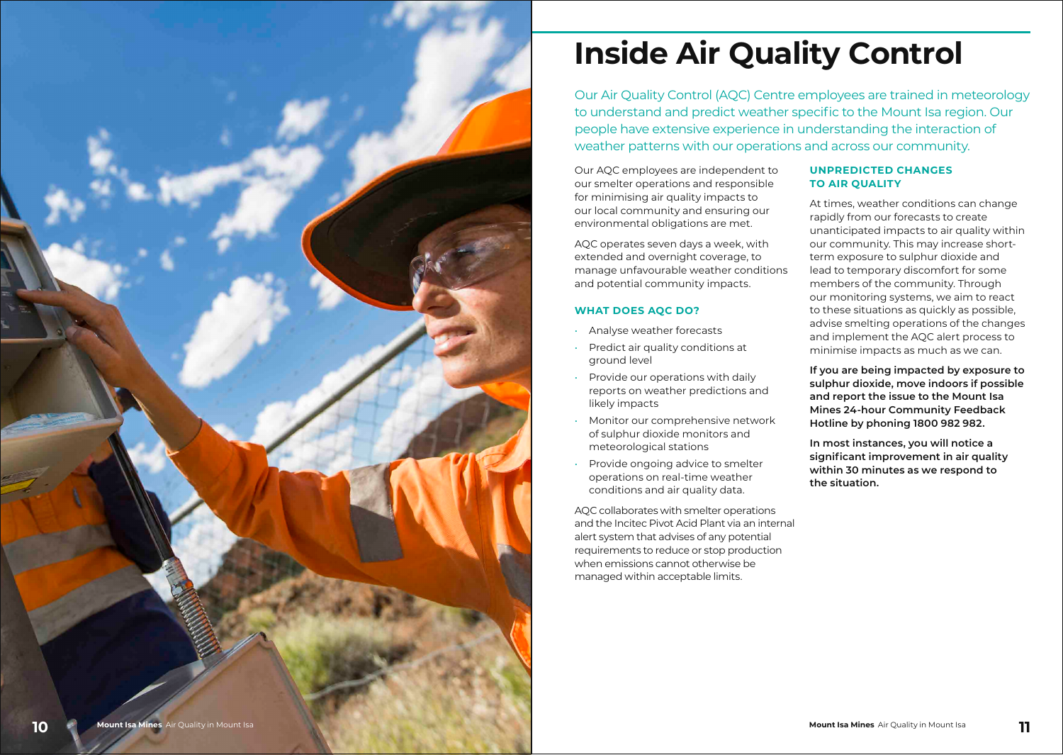# Inside Air Quality Control

Our Air Quality Control (AQC) Centre employees are trained in meteorology to understand and predict weather specific to the Mount Isa region. Our people have extensive experience in understanding the interaction of weather patterns with our operations and across our community.

Our AQC employees are independent to our smelter operations and responsible for minimising air quality impacts to our local community and ensuring our environmental obligations are met.

AQC operates seven days a week, with extended and overnight coverage, to manage unfavourable weather conditions and potential community impacts.

### WHAT DOES AQC DO?

- Analyse weather forecasts
- Predict air quality conditions at ground level
- Provide our operations with daily reports on weather predictions and likely impacts
- Monitor our comprehensive network of sulphur dioxide monitors and meteorological stations
- Provide ongoing advice to smelter operations on real-time weather conditions and air quality data.

AQC collaborates with smelter operations and the Incitec Pivot Acid Plant via an internal alert system that advises of any potential requirements to reduce or stop production when emissions cannot otherwise be managed within acceptable limits.

### UNPREDICTED CHANGES TO AIR QUALITY

At times, weather conditions can change rapidly from our forecasts to create unanticipated impacts to air quality within our community. This may increase short-term exposure to sulphur dioxide and lead to temporary discomfort for some members of the community. Through our monitoring systems, we aim to react to these situations as quickly as possible, advise smelting operations of the changes and implement the AQC alert process to minimise impacts as much as we can.

**If you are being impacted by exposure to sulphur dioxide, move indoors if possible and report the issue to the Mount Isa Mines 24-hour Community Feedback Hotline by phoning 1800 982 982.**

**In most instances, you will notice a significant improvement in air quality within 30 minutes as we respond to the situation.**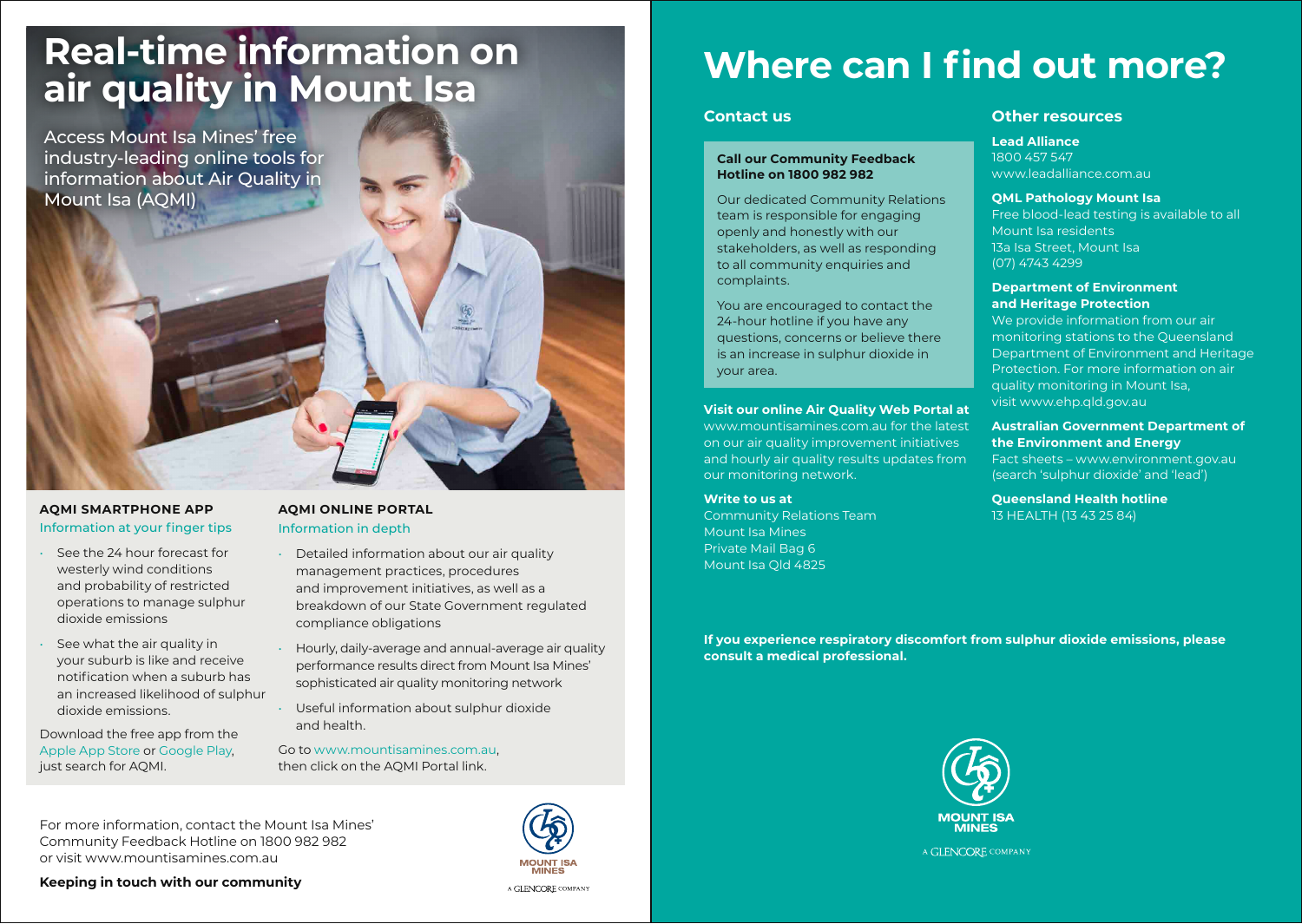# Real-time information on air quality in Mount Isa

Access Mount Isa Mines' free industry-leading online tools for information about Air Quality in Mount Isa (AQMI)

### AQMI SMARTPHONE APP

Information at your finger tips

- See the 24 hour forecast for westerly wind conditions and probability of restricted operations to manage sulphur dioxide emissions
- See what the air quality in your suburb is like and receive notification when a suburb has an increased likelihood of sulphur dioxide emissions.

Download the free app from the Apple App Store or Google Play, just search for AQMI.

### AQMI ONLINE PORTAL

Information in depth

- Detailed information about our air quality management practices, procedures and improvement initiatives, as well as a breakdown of our State Government regulated compliance obligations
- Hourly, daily-average and annual-average air quality performance results direct from Mount Isa Mines' sophisticated air quality monitoring network
- Useful information about sulphur dioxide and health.

Go to www.mountisamines.com.au, then click on the AQMI Portal link.

For more information, contact the Mount Isa Mines' Community Feedback Hotline on 1800 982 982 or visit www.mountisamines.com.au

**Keeping in touch with our community**

MOUNT ISA MINES

A GLENCORE COMPANY

# Where can I find out more?

## Contact us

**Call our Community Feedback Hotline on 1800 982 982**

Our dedicated Community Relations team is responsible for engaging openly and honestly with our stakeholders, as well as responding to all community enquiries and complaints.

You are encouraged to contact the 24-hour hotline if you have any questions, concerns or believe there is an increase in sulphur dioxide in your area.

**Visit our online Air Quality Web Portal at** www.mountisamines.com.au for the latest on our air quality improvement initiatives and hourly air quality results updates from our monitoring network.

**Write to us at**
Community Relations Team
Mount Isa Mines
Private Mail Bag 6
Mount Isa Qld 4825

## Other resources

**Lead Alliance**
1800 457 547
www.leadalliance.com.au

**QML Pathology Mount Isa**
Free blood-lead testing is available to all Mount Isa residents
13a Isa Street, Mount Isa
(07) 4743 4299

**Department of Environment and Heritage Protection**
We provide information from our air monitoring stations to the Queensland Department of Environment and Heritage Protection. For more information on air quality monitoring in Mount Isa, visit www.ehp.qld.gov.au

**Australian Government Department of the Environment and Energy**
Fact sheets – www.environment.gov.au (search 'sulphur dioxide' and 'lead')

**Queensland Health hotline**
13 HEALTH (13 43 25 84)

**If you experience respiratory discomfort from sulphur dioxide emissions, please consult a medical professional.**

MOUNT ISA MINES

A GLENCORE COMPANY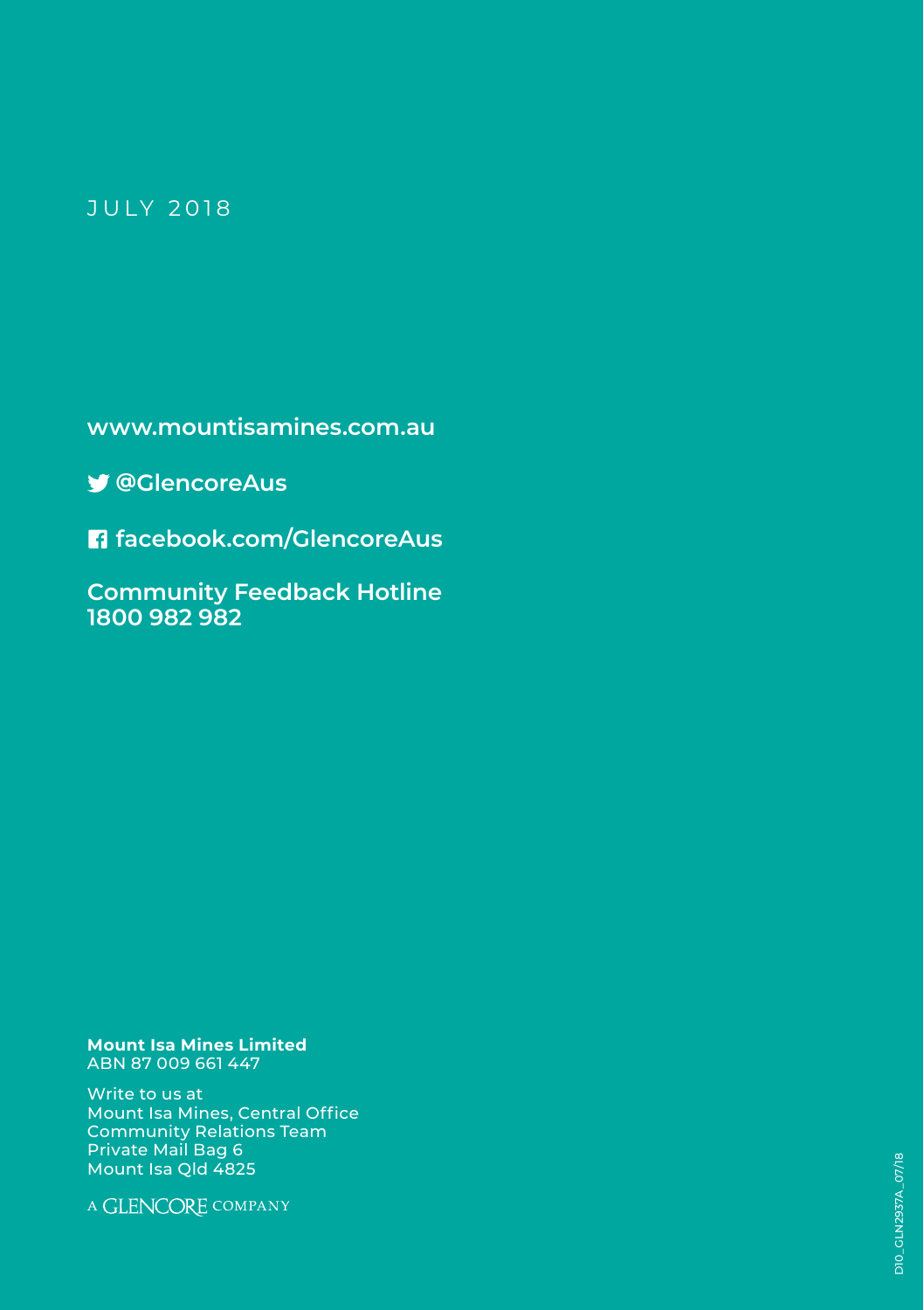JULY 2018

**www.mountisamines.com.au**

**@GlencoreAus**

**facebook.com/GlencoreAus**

**Community Feedback Hotline**
**1800 982 982**

**Mount Isa Mines Limited**
ABN 87 009 661 447

Write to us at
Mount Isa Mines, Central Office
Community Relations Team
Private Mail Bag 6
Mount Isa Qld 4825

A GLENCORE COMPANY

D10_GLN2937A_07/18